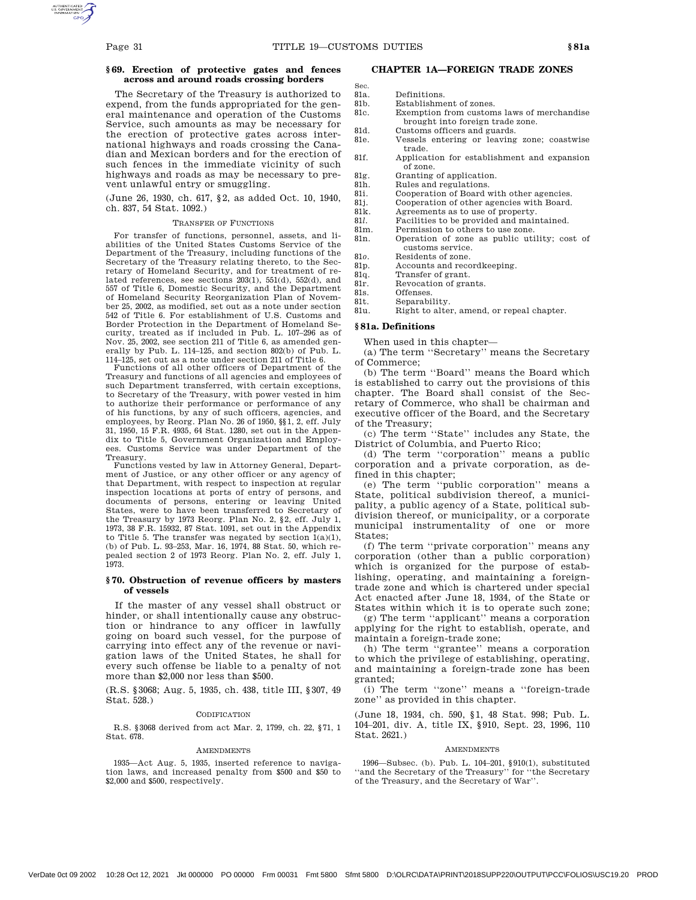### § 69. Erection of protective gates and fences across and around roads crossing borders

The Secretary of the Treasury is authorized to expend, from the funds appropriated for the general maintenance and operation of the Customs Service, such amounts as may be necessary for the erection of protective gates across international highways and roads crossing the Canadian and Mexican borders and for the erection of such fences in the immediate vicinity of such highways and roads as may be necessary to prevent unlawful entry or smuggling.

(June 26, 1930, ch. 617, § 2, as added Oct. 10, 1940, ch. 837, 54 Stat. 1092.)

TRANSFER OF FUNCTIONS

For transfer of functions, personnel, assets, and liabilities of the United States Customs Service of the Department of the Treasury, including functions of the Secretary of the Treasury relating thereto, to the Secretary of Homeland Security, and for treatment of related references, see sections 203(1), 551(d), 552(d), and 557 of Title 6, Domestic Security, and the Department of Homeland Security Reorganization Plan of November 25, 2002, as modified, set out as a note under section 542 of Title 6. For establishment of U.S. Customs and Border Protection in the Department of Homeland Security, treated as if included in Pub. L. 107–296 as of Nov. 25, 2002, see section 211 of Title 6, as amended generally by Pub. L. 114–125, and section 802(b) of Pub. L. 114–125, set out as a note under section 211 of Title 6.

Functions of all other officers of Department of the Treasury and functions of all agencies and employees of such Department transferred, with certain exceptions, to Secretary of the Treasury, with power vested in him to authorize their performance or performance of any of his functions, by any of such officers, agencies, and employees, by Reorg. Plan No. 26 of 1950, §§ 1, 2, eff. July 31, 1950, 15 F.R. 4935, 64 Stat. 1280, set out in the Appendix to Title 5, Government Organization and Employees. Customs Service was under Department of the Treasury.

Functions vested by law in Attorney General, Department of Justice, or any other officer or any agency of that Department, with respect to inspection at regular inspection locations at ports of entry of persons, and documents of persons, entering or leaving United States, were to have been transferred to Secretary of the Treasury by 1973 Reorg. Plan No. 2, § 2, eff. July 1, 1973, 38 F.R. 15932, 87 Stat. 1091, set out in the Appendix to Title 5. The transfer was negated by section 1(a)(1), (b) of Pub. L. 93–253, Mar. 16, 1974, 88 Stat. 50, which repealed section 2 of 1973 Reorg. Plan No. 2, eff. July 1, 1973.

### § 70. Obstruction of revenue officers by masters of vessels

If the master of any vessel shall obstruct or hinder, or shall intentionally cause any obstruction or hindrance to any officer in lawfully going on board such vessel, for the purpose of carrying into effect any of the revenue or navigation laws of the United States, he shall for every such offense be liable to a penalty of not more than $2,000 nor less than $500.

(R.S. § 3068; Aug. 5, 1935, ch. 438, title III, § 307, 49 Stat. 528.)

CODIFICATION

R.S. § 3068 derived from act Mar. 2, 1799, ch. 22, § 71, 1 Stat. 678.

AMENDMENTS

1935—Act Aug. 5, 1935, inserted reference to navigation laws, and increased penalty from $500 and $50 to $2,000 and $500, respectively.

## CHAPTER 1A—FOREIGN TRADE ZONES

| Sec. | |
|---|---|
| 81a. | Definitions. |
| 81b. | Establishment of zones. |
| 81c. | Exemption from customs laws of merchandise brought into foreign trade zone. |
| 81d. | Customs officers and guards. |
| 81e. | Vessels entering or leaving zone; coastwise trade. |
| 81f. | Application for establishment and expansion of zone. |
| 81g. | Granting of application. |
| 81h. | Rules and regulations. |
| 81i. | Cooperation of Board with other agencies. |
| 81j. | Cooperation of other agencies with Board. |
| 81k. | Agreements as to use of property. |
| 81*l*. | Facilities to be provided and maintained. |
| 81m. | Permission to others to use zone. |
| 81n. | Operation of zone as public utility; cost of customs service. |
| 81*o*. | Residents of zone. |
| 81p. | Accounts and recordkeeping. |
| 81q. | Transfer of grant. |
| 81r. | Revocation of grants. |
| 81s. | Offenses. |
| 81t. | Separability. |
| 81u. | Right to alter, amend, or repeal chapter. |

### § 81a. Definitions

When used in this chapter—

(a) The term ''Secretary'' means the Secretary of Commerce;

(b) The term ''Board'' means the Board which is established to carry out the provisions of this chapter. The Board shall consist of the Secretary of Commerce, who shall be chairman and executive officer of the Board, and the Secretary of the Treasury;

(c) The term ''State'' includes any State, the District of Columbia, and Puerto Rico;

(d) The term ''corporation'' means a public corporation and a private corporation, as defined in this chapter;

(e) The term ''public corporation'' means a State, political subdivision thereof, a municipality, a public agency of a State, political subdivision thereof, or municipality, or a corporate municipal instrumentality of one or more States;

(f) The term ''private corporation'' means any corporation (other than a public corporation) which is organized for the purpose of establishing, operating, and maintaining a foreign-trade zone and which is chartered under special Act enacted after June 18, 1934, of the State or States within which it is to operate such zone;

(g) The term ''applicant'' means a corporation applying for the right to establish, operate, and maintain a foreign-trade zone;

(h) The term ''grantee'' means a corporation to which the privilege of establishing, operating, and maintaining a foreign-trade zone has been granted;

(i) The term ''zone'' means a ''foreign-trade zone'' as provided in this chapter.

(June 18, 1934, ch. 590, § 1, 48 Stat. 998; Pub. L. 104–201, div. A, title IX, § 910, Sept. 23, 1996, 110 Stat. 2621.)

AMENDMENTS

1996—Subsec. (b). Pub. L. 104–201, § 910(1), substituted ''and the Secretary of the Treasury'' for ''the Secretary of the Treasury, and the Secretary of War''.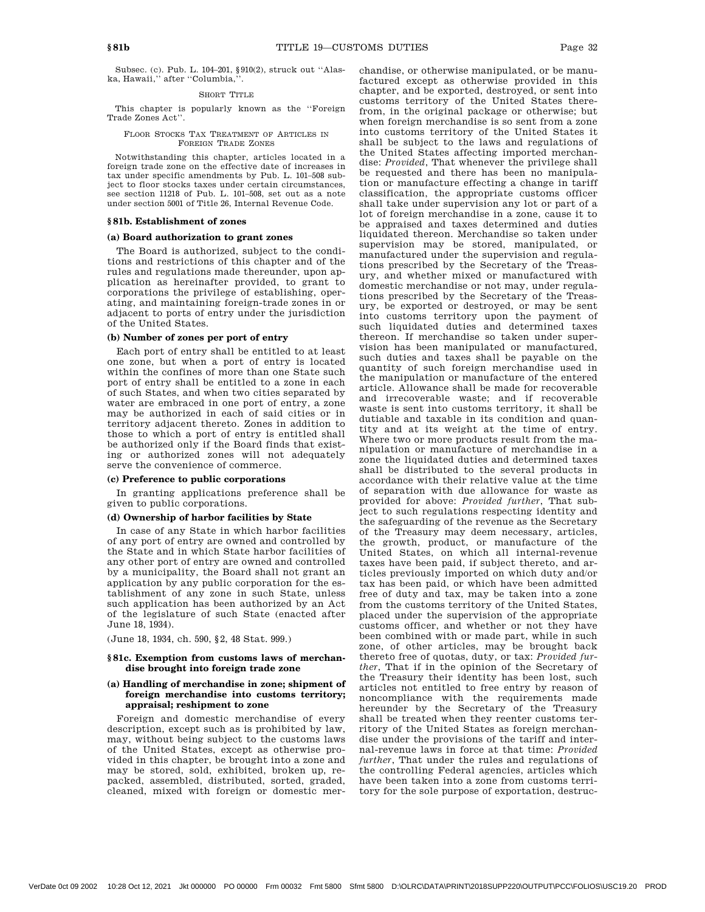Subsec. (c). Pub. L. 104–201, §910(2), struck out ''Alaska, Hawaii,'' after ''Columbia,''.

SHORT TITLE

This chapter is popularly known as the ''Foreign Trade Zones Act''.

FLOOR STOCKS TAX TREATMENT OF ARTICLES IN FOREIGN TRADE ZONES

Notwithstanding this chapter, articles located in a foreign trade zone on the effective date of increases in tax under specific amendments by Pub. L. 101–508 subject to floor stocks taxes under certain circumstances, see section 11218 of Pub. L. 101–508, set out as a note under section 5001 of Title 26, Internal Revenue Code.

## §81b. Establishment of zones

### (a) Board authorization to grant zones

The Board is authorized, subject to the conditions and restrictions of this chapter and of the rules and regulations made thereunder, upon application as hereinafter provided, to grant to corporations the privilege of establishing, operating, and maintaining foreign-trade zones in or adjacent to ports of entry under the jurisdiction of the United States.

### (b) Number of zones per port of entry

Each port of entry shall be entitled to at least one zone, but when a port of entry is located within the confines of more than one State such port of entry shall be entitled to a zone in each of such States, and when two cities separated by water are embraced in one port of entry, a zone may be authorized in each of said cities or in territory adjacent thereto. Zones in addition to those to which a port of entry is entitled shall be authorized only if the Board finds that existing or authorized zones will not adequately serve the convenience of commerce.

### (c) Preference to public corporations

In granting applications preference shall be given to public corporations.

### (d) Ownership of harbor facilities by State

In case of any State in which harbor facilities of any port of entry are owned and controlled by the State and in which State harbor facilities of any other port of entry are owned and controlled by a municipality, the Board shall not grant an application by any public corporation for the establishment of any zone in such State, unless such application has been authorized by an Act of the legislature of such State (enacted after June 18, 1934).

(June 18, 1934, ch. 590, §2, 48 Stat. 999.)

## §81c. Exemption from customs laws of merchandise brought into foreign trade zone

### (a) Handling of merchandise in zone; shipment of foreign merchandise into customs territory; appraisal; reshipment to zone

Foreign and domestic merchandise of every description, except such as is prohibited by law, may, without being subject to the customs laws of the United States, except as otherwise provided in this chapter, be brought into a zone and may be stored, sold, exhibited, broken up, repacked, assembled, distributed, sorted, graded, cleaned, mixed with foreign or domestic merchandise, or otherwise manipulated, or be manufactured except as otherwise provided in this chapter, and be exported, destroyed, or sent into customs territory of the United States therefrom, in the original package or otherwise; but when foreign merchandise is so sent from a zone into customs territory of the United States it shall be subject to the laws and regulations of the United States affecting imported merchandise: *Provided*, That whenever the privilege shall be requested and there has been no manipulation or manufacture effecting a change in tariff classification, the appropriate customs officer shall take under supervision any lot or part of a lot of foreign merchandise in a zone, cause it to be appraised and taxes determined and duties liquidated thereon. Merchandise so taken under supervision may be stored, manipulated, or manufactured under the supervision and regulations prescribed by the Secretary of the Treasury, and whether mixed or manufactured with domestic merchandise or not may, under regulations prescribed by the Secretary of the Treasury, be exported or destroyed, or may be sent into customs territory upon the payment of such liquidated duties and determined taxes thereon. If merchandise so taken under supervision has been manipulated or manufactured, such duties and taxes shall be payable on the quantity of such foreign merchandise used in the manipulation or manufacture of the entered article. Allowance shall be made for recoverable and irrecoverable waste; and if recoverable waste is sent into customs territory, it shall be dutiable and taxable in its condition and quantity and at its weight at the time of entry. Where two or more products result from the manipulation or manufacture of merchandise in a zone the liquidated duties and determined taxes shall be distributed to the several products in accordance with their relative value at the time of separation with due allowance for waste as provided for above: *Provided further*, That subject to such regulations respecting identity and the safeguarding of the revenue as the Secretary of the Treasury may deem necessary, articles, the growth, product, or manufacture of the United States, on which all internal-revenue taxes have been paid, if subject thereto, and articles previously imported on which duty and/or tax has been paid, or which have been admitted free of duty and tax, may be taken into a zone from the customs territory of the United States, placed under the supervision of the appropriate customs officer, and whether or not they have been combined with or made part, while in such zone, of other articles, may be brought back thereto free of quotas, duty, or tax: *Provided further*, That if in the opinion of the Secretary of the Treasury their identity has been lost, such articles not entitled to free entry by reason of noncompliance with the requirements made hereunder by the Secretary of the Treasury shall be treated when they reenter customs territory of the United States as foreign merchandise under the provisions of the tariff and internal-revenue laws in force at that time: *Provided further*, That under the rules and regulations of the controlling Federal agencies, articles which have been taken into a zone from customs territory for the sole purpose of exportation, destruc-